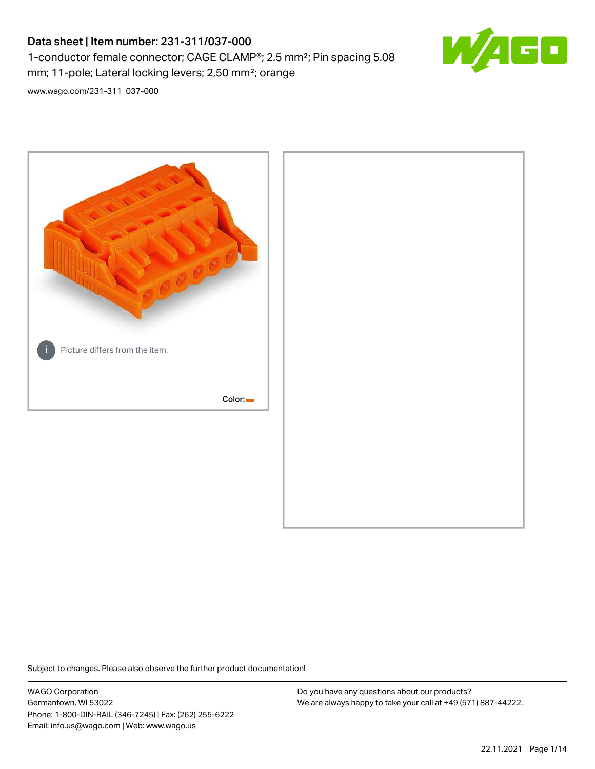# Data sheet | Item number: 231-311/037-000

1-conductor female connector; CAGE CLAMP®; 2.5 mm²; Pin spacing 5.08 mm; 11-pole; Lateral locking levers; 2,50 mm²; orange

www.wago.com/231-311_037-000

Picture differs from the item.

Color:

Subject to changes. Please also observe the further product documentation!

WAGO Corporation
Germantown, WI 53022
Phone: 1-800-DIN-RAIL (346-7245) | Fax: (262) 255-6222
Email: info.us@wago.com | Web: www.wago.us

Do you have any questions about our products?
We are always happy to take your call at +49 (571) 887-44222.

22.11.2021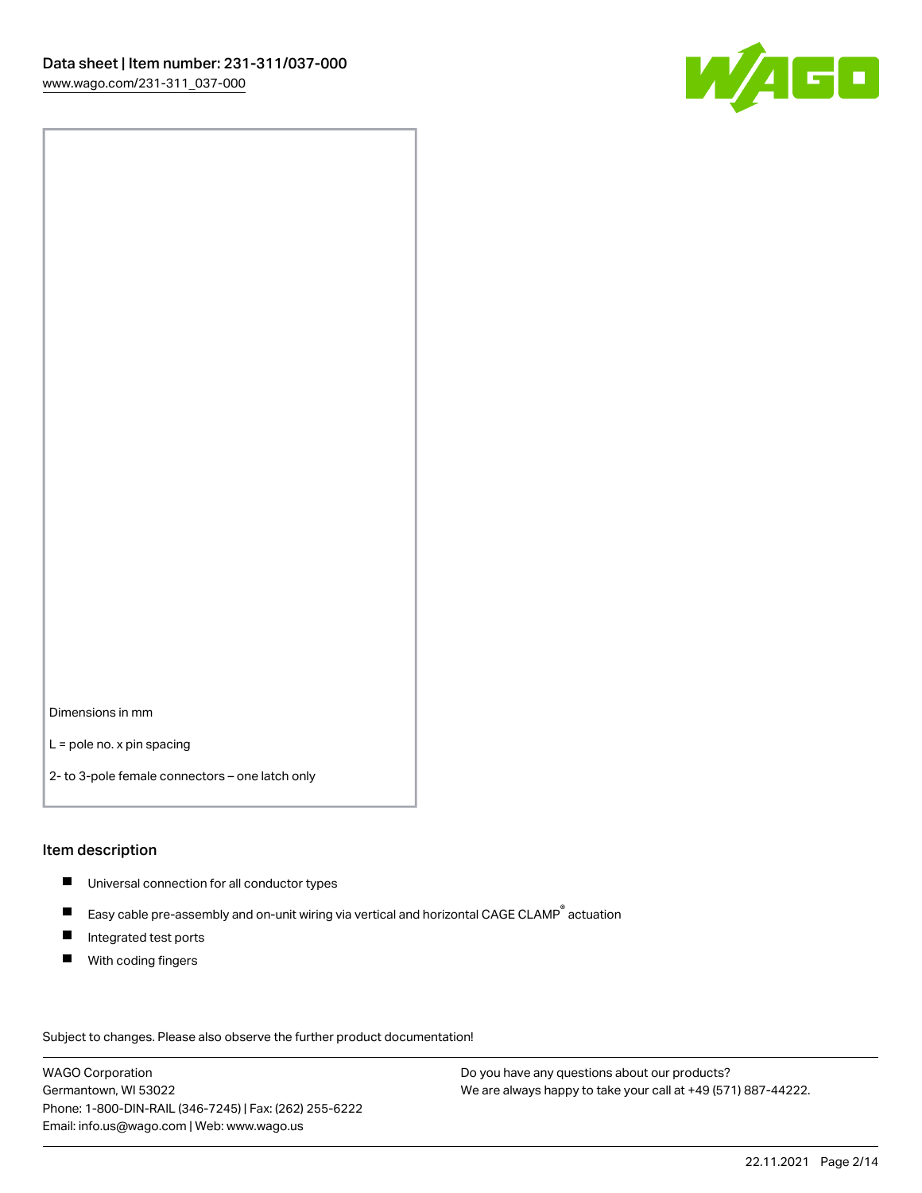Dimensions in mm

L = pole no. x pin spacing

2- to 3-pole female connectors – one latch only

## Item description

- Universal connection for all conductor types
- Easy cable pre-assembly and on-unit wiring via vertical and horizontal CAGE CLAMP® actuation
- Integrated test ports
- With coding fingers

Subject to changes. Please also observe the further product documentation!

WAGO Corporation
Germantown, WI 53022
Phone: 1-800-DIN-RAIL (346-7245) | Fax: (262) 255-6222
Email: info.us@wago.com | Web: www.wago.us

Do you have any questions about our products?
We are always happy to take your call at +49 (571) 887-44222.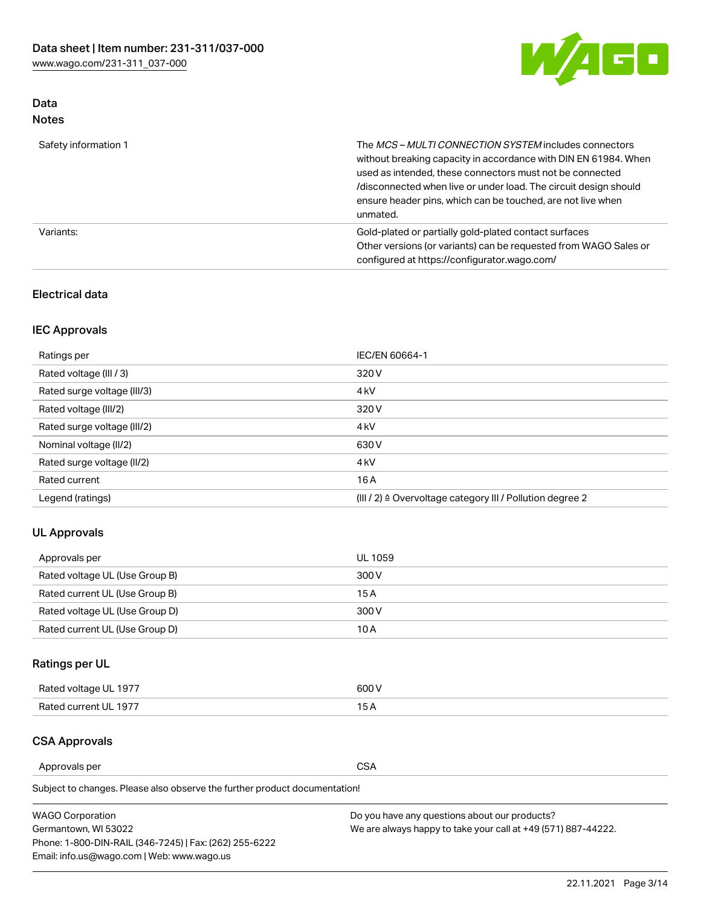## Data

### Notes

| | |
|---|---|
| Safety information 1 | The *MCS – MULTI CONNECTION SYSTEM* includes connectors without breaking capacity in accordance with DIN EN 61984. When used as intended, these connectors must not be connected /disconnected when live or under load. The circuit design should ensure header pins, which can be touched, are not live when unmated. |
| Variants: | Gold-plated or partially gold-plated contact surfaces<br>Other versions (or variants) can be requested from WAGO Sales or configured at https://configurator.wago.com/ |

## Electrical data

### IEC Approvals

| | |
|---|---|
| Ratings per | IEC/EN 60664-1 |
| Rated voltage (III / 3) | 320 V |
| Rated surge voltage (III/3) | 4 kV |
| Rated voltage (III/2) | 320 V |
| Rated surge voltage (III/2) | 4 kV |
| Nominal voltage (II/2) | 630 V |
| Rated surge voltage (II/2) | 4 kV |
| Rated current | 16 A |
| Legend (ratings) | (III / 2) ≙ Overvoltage category III / Pollution degree 2 |

### UL Approvals

| | |
|---|---|
| Approvals per | UL 1059 |
| Rated voltage UL (Use Group B) | 300 V |
| Rated current UL (Use Group B) | 15 A |
| Rated voltage UL (Use Group D) | 300 V |
| Rated current UL (Use Group D) | 10 A |

### Ratings per UL

| | |
|---|---|
| Rated voltage UL 1977 | 600 V |
| Rated current UL 1977 | 15 A |

### CSA Approvals

| | |
|---|---|
| Approvals per | CSA |

Subject to changes. Please also observe the further product documentation!

WAGO Corporation
Germantown, WI 53022
Phone: 1-800-DIN-RAIL (346-7245) | Fax: (262) 255-6222
Email: info.us@wago.com | Web: www.wago.us

Do you have any questions about our products?
We are always happy to take your call at +49 (571) 887-44222.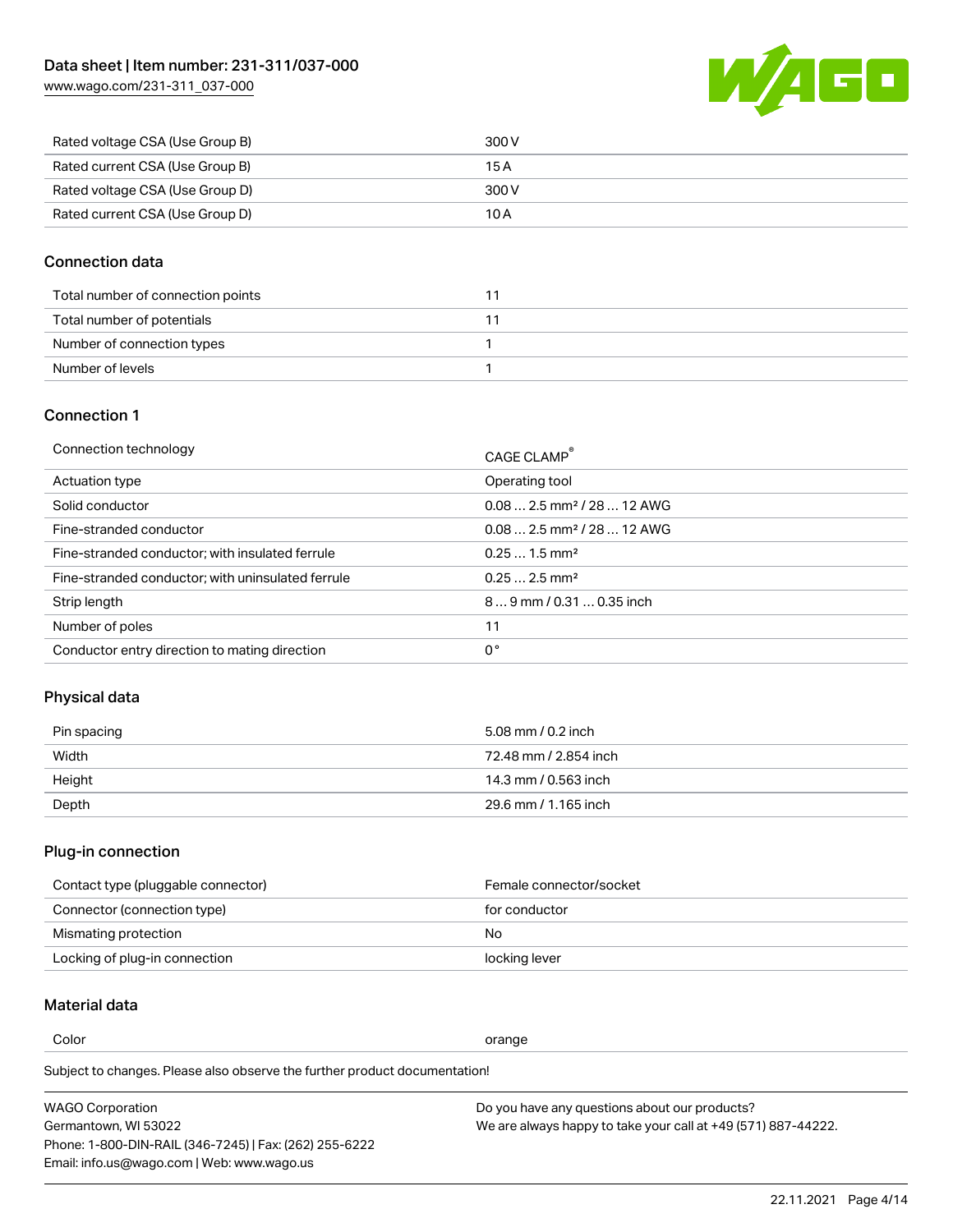| | |
|---|---|
| Rated voltage CSA (Use Group B) | 300 V |
| Rated current CSA (Use Group B) | 15 A |
| Rated voltage CSA (Use Group D) | 300 V |
| Rated current CSA (Use Group D) | 10 A |

## Connection data

| | |
|---|---|
| Total number of connection points | 11 |
| Total number of potentials | 11 |
| Number of connection types | 1 |
| Number of levels | 1 |

## Connection 1

| | |
|---|---|
| Connection technology | CAGE CLAMP® |
| Actuation type | Operating tool |
| Solid conductor | 0.08 … 2.5 mm² / 28 … 12 AWG |
| Fine-stranded conductor | 0.08 … 2.5 mm² / 28 … 12 AWG |
| Fine-stranded conductor; with insulated ferrule | 0.25 … 1.5 mm² |
| Fine-stranded conductor; with uninsulated ferrule | 0.25 … 2.5 mm² |
| Strip length | 8 … 9 mm / 0.31 … 0.35 inch |
| Number of poles | 11 |
| Conductor entry direction to mating direction | 0 ° |

## Physical data

| | |
|---|---|
| Pin spacing | 5.08 mm / 0.2 inch |
| Width | 72.48 mm / 2.854 inch |
| Height | 14.3 mm / 0.563 inch |
| Depth | 29.6 mm / 1.165 inch |

## Plug-in connection

| | |
|---|---|
| Contact type (pluggable connector) | Female connector/socket |
| Connector (connection type) | for conductor |
| Mismating protection | No |
| Locking of plug-in connection | locking lever |

## Material data

| | |
|---|---|
| Color | orange |

Subject to changes. Please also observe the further product documentation!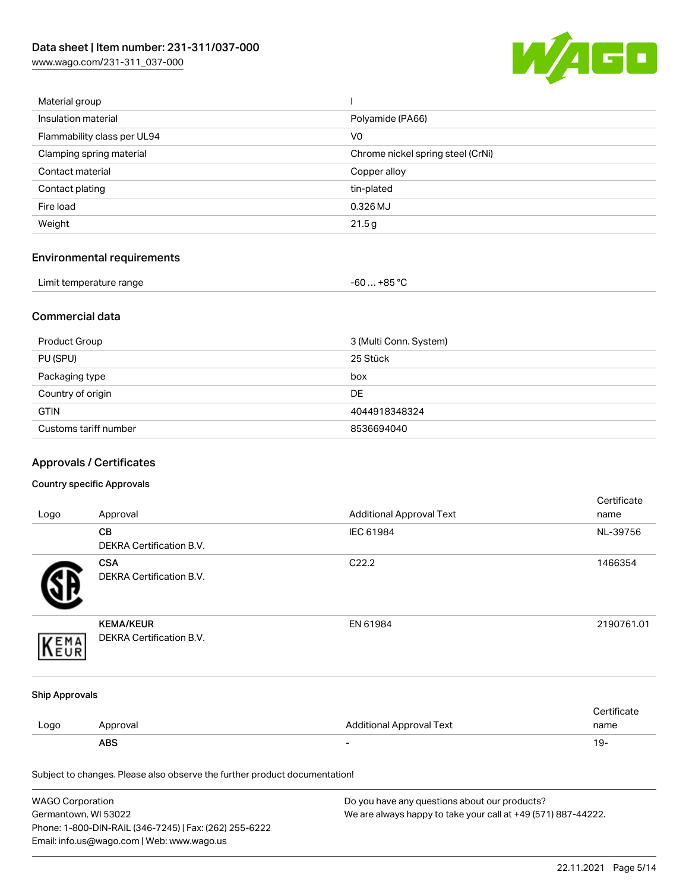| | |
|---|---|
| Material group | I |
| Insulation material | Polyamide (PA66) |
| Flammability class per UL94 | V0 |
| Clamping spring material | Chrome nickel spring steel (CrNi) |
| Contact material | Copper alloy |
| Contact plating | tin-plated |
| Fire load | 0.326 MJ |
| Weight | 21.5 g |

## Environmental requirements

| | |
|---|---|
| Limit temperature range | -60 … +85 °C |

## Commercial data

| | |
|---|---|
| Product Group | 3 (Multi Conn. System) |
| PU (SPU) | 25 Stück |
| Packaging type | box |
| Country of origin | DE |
| GTIN | 4044918348324 |
| Customs tariff number | 8536694040 |

## Approvals / Certificates

### Country specific Approvals

| Logo | Approval | Additional Approval Text | Certificate name |
|---|---|---|---|
| | **CB** DEKRA Certification B.V. | IEC 61984 | NL-39756 |
| | **CSA** DEKRA Certification B.V. | C22.2 | 1466354 |
| | **KEMA/KEUR** DEKRA Certification B.V. | EN 61984 | 2190761.01 |

### Ship Approvals

| Logo | Approval | Additional Approval Text | Certificate name |
|---|---|---|---|
| | **ABS** | - | 19- |

Subject to changes. Please also observe the further product documentation!

WAGO Corporation
Germantown, WI 53022
Phone: 1-800-DIN-RAIL (346-7245) | Fax: (262) 255-6222
Email: info.us@wago.com | Web: www.wago.us

Do you have any questions about our products?
We are always happy to take your call at +49 (571) 887-44222.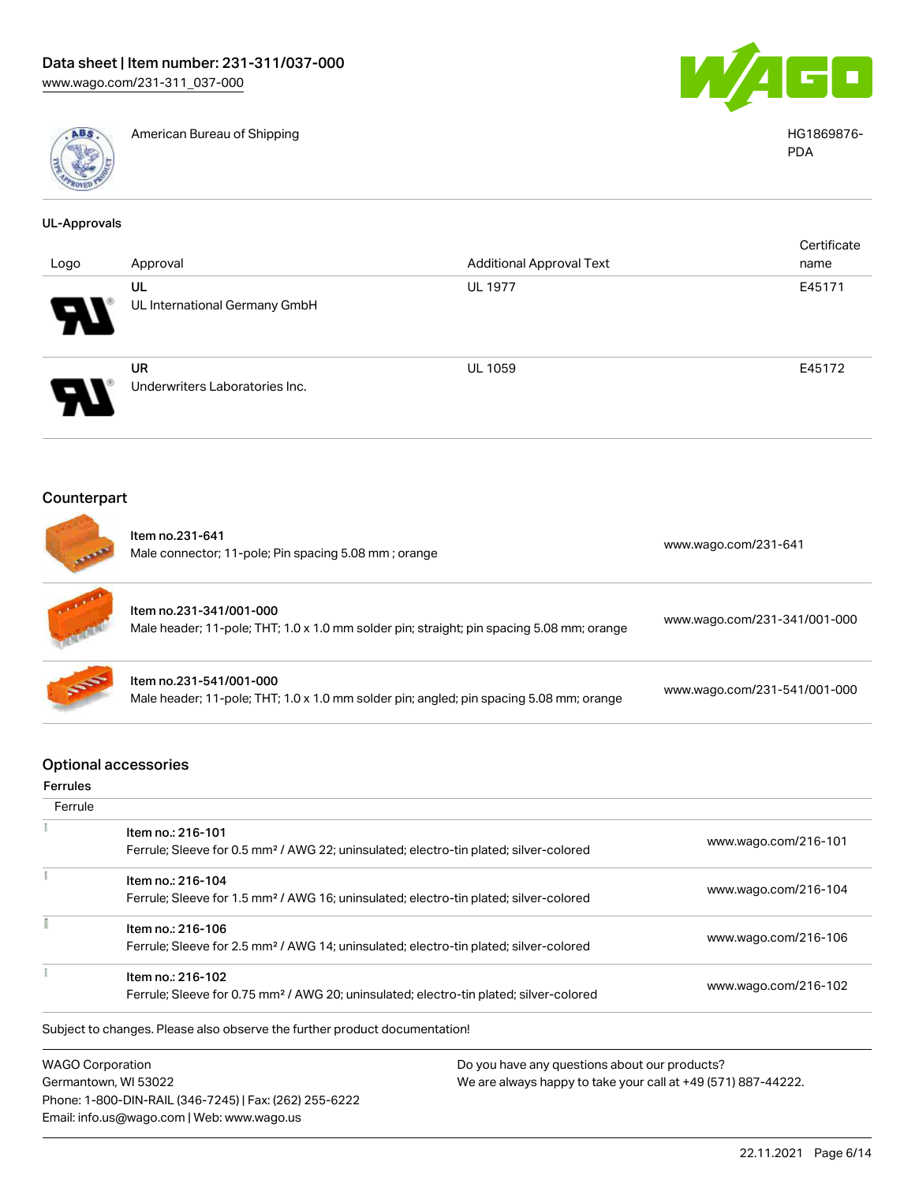| | American Bureau of Shipping | HG1869876-PDA |
| --- | --- | --- |

### UL-Approvals

| Logo | Approval | Additional Approval Text | Certificate name |
| --- | --- | --- | --- |
| | UL<br>UL International Germany GmbH | UL 1977 | E45171 |
| | UR<br>Underwriters Laboratories Inc. | UL 1059 | E45172 |

## Counterpart

| | | |
| --- | --- | --- |
| | Item no.231-641<br>Male connector; 11-pole; Pin spacing 5.08 mm ; orange | www.wago.com/231-641 |
| | Item no.231-341/001-000<br>Male header; 11-pole; THT; 1.0 x 1.0 mm solder pin; straight; pin spacing 5.08 mm; orange | www.wago.com/231-341/001-000 |
| | Item no.231-541/001-000<br>Male header; 11-pole; THT; 1.0 x 1.0 mm solder pin; angled; pin spacing 5.08 mm; orange | www.wago.com/231-541/001-000 |

## Optional accessories

### Ferrules

| Ferrule | | |
| --- | --- | --- |
| | Item no.: 216-101<br>Ferrule; Sleeve for 0.5 mm² / AWG 22; uninsulated; electro-tin plated; silver-colored | www.wago.com/216-101 |
| | Item no.: 216-104<br>Ferrule; Sleeve for 1.5 mm² / AWG 16; uninsulated; electro-tin plated; silver-colored | www.wago.com/216-104 |
| | Item no.: 216-106<br>Ferrule; Sleeve for 2.5 mm² / AWG 14; uninsulated; electro-tin plated; silver-colored | www.wago.com/216-106 |
| | Item no.: 216-102<br>Ferrule; Sleeve for 0.75 mm² / AWG 20; uninsulated; electro-tin plated; silver-colored | www.wago.com/216-102 |

Subject to changes. Please also observe the further product documentation!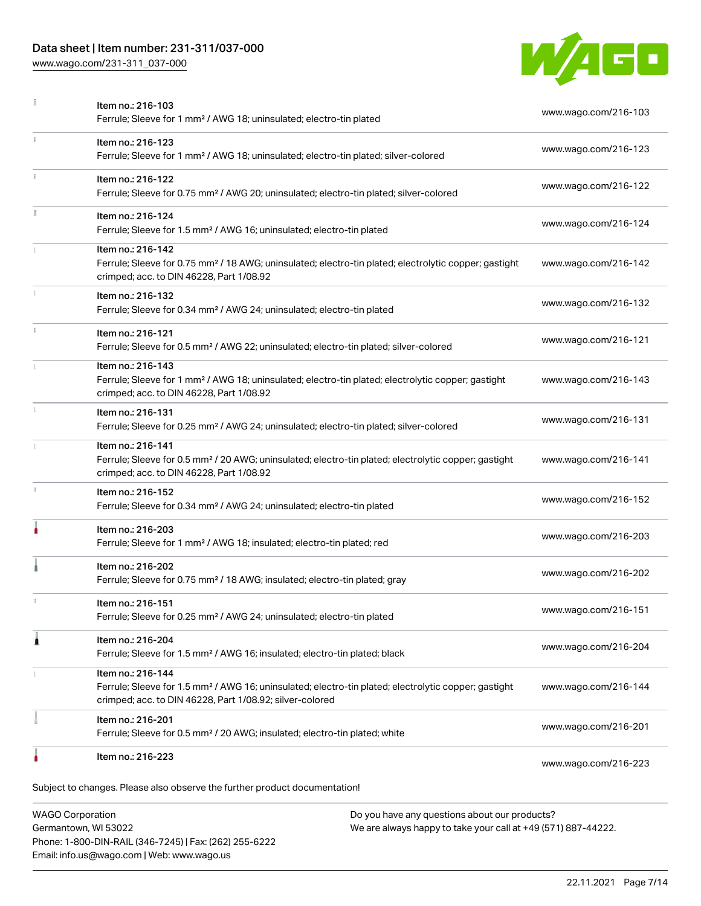| Item | Link |
| --- | --- |
| Item no.: 216-103<br>Ferrule; Sleeve for 1 mm² / AWG 18; uninsulated; electro-tin plated | www.wago.com/216-103 |
| Item no.: 216-123<br>Ferrule; Sleeve for 1 mm² / AWG 18; uninsulated; electro-tin plated; silver-colored | www.wago.com/216-123 |
| Item no.: 216-122<br>Ferrule; Sleeve for 0.75 mm² / AWG 20; uninsulated; electro-tin plated; silver-colored | www.wago.com/216-122 |
| Item no.: 216-124<br>Ferrule; Sleeve for 1.5 mm² / AWG 16; uninsulated; electro-tin plated | www.wago.com/216-124 |
| Item no.: 216-142<br>Ferrule; Sleeve for 0.75 mm² / 18 AWG; uninsulated; electro-tin plated; electrolytic copper; gastight crimped; acc. to DIN 46228, Part 1/08.92 | www.wago.com/216-142 |
| Item no.: 216-132<br>Ferrule; Sleeve for 0.34 mm² / AWG 24; uninsulated; electro-tin plated | www.wago.com/216-132 |
| Item no.: 216-121<br>Ferrule; Sleeve for 0.5 mm² / AWG 22; uninsulated; electro-tin plated; silver-colored | www.wago.com/216-121 |
| Item no.: 216-143<br>Ferrule; Sleeve for 1 mm² / AWG 18; uninsulated; electro-tin plated; electrolytic copper; gastight crimped; acc. to DIN 46228, Part 1/08.92 | www.wago.com/216-143 |
| Item no.: 216-131<br>Ferrule; Sleeve for 0.25 mm² / AWG 24; uninsulated; electro-tin plated; silver-colored | www.wago.com/216-131 |
| Item no.: 216-141<br>Ferrule; Sleeve for 0.5 mm² / 20 AWG; uninsulated; electro-tin plated; electrolytic copper; gastight crimped; acc. to DIN 46228, Part 1/08.92 | www.wago.com/216-141 |
| Item no.: 216-152<br>Ferrule; Sleeve for 0.34 mm² / AWG 24; uninsulated; electro-tin plated | www.wago.com/216-152 |
| Item no.: 216-203<br>Ferrule; Sleeve for 1 mm² / AWG 18; insulated; electro-tin plated; red | www.wago.com/216-203 |
| Item no.: 216-202<br>Ferrule; Sleeve for 0.75 mm² / 18 AWG; insulated; electro-tin plated; gray | www.wago.com/216-202 |
| Item no.: 216-151<br>Ferrule; Sleeve for 0.25 mm² / AWG 24; uninsulated; electro-tin plated | www.wago.com/216-151 |
| Item no.: 216-204<br>Ferrule; Sleeve for 1.5 mm² / AWG 16; insulated; electro-tin plated; black | www.wago.com/216-204 |
| Item no.: 216-144<br>Ferrule; Sleeve for 1.5 mm² / AWG 16; uninsulated; electro-tin plated; electrolytic copper; gastight crimped; acc. to DIN 46228, Part 1/08.92; silver-colored | www.wago.com/216-144 |
| Item no.: 216-201<br>Ferrule; Sleeve for 0.5 mm² / 20 AWG; insulated; electro-tin plated; white | www.wago.com/216-201 |
| Item no.: 216-223 | www.wago.com/216-223 |

Subject to changes. Please also observe the further product documentation!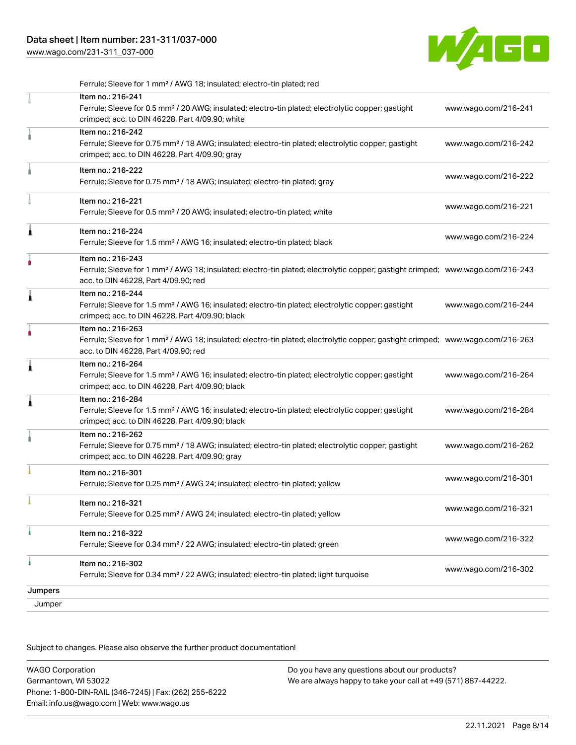Ferrule; Sleeve for 1 mm² / AWG 18; insulated; electro-tin plated; red

| | Item | URL |
|---|---|---|
| | Item no.: 216-241<br>Ferrule; Sleeve for 0.5 mm² / 20 AWG; insulated; electro-tin plated; electrolytic copper; gastight crimped; acc. to DIN 46228, Part 4/09.90; white | www.wago.com/216-241 |
| | Item no.: 216-242<br>Ferrule; Sleeve for 0.75 mm² / 18 AWG; insulated; electro-tin plated; electrolytic copper; gastight crimped; acc. to DIN 46228, Part 4/09.90; gray | www.wago.com/216-242 |
| | Item no.: 216-222<br>Ferrule; Sleeve for 0.75 mm² / 18 AWG; insulated; electro-tin plated; gray | www.wago.com/216-222 |
| | Item no.: 216-221<br>Ferrule; Sleeve for 0.5 mm² / 20 AWG; insulated; electro-tin plated; white | www.wago.com/216-221 |
| | Item no.: 216-224<br>Ferrule; Sleeve for 1.5 mm² / AWG 16; insulated; electro-tin plated; black | www.wago.com/216-224 |
| | Item no.: 216-243<br>Ferrule; Sleeve for 1 mm² / AWG 18; insulated; electro-tin plated; electrolytic copper; gastight crimped; acc. to DIN 46228, Part 4/09.90; red | www.wago.com/216-243 |
| | Item no.: 216-244<br>Ferrule; Sleeve for 1.5 mm² / AWG 16; insulated; electro-tin plated; electrolytic copper; gastight crimped; acc. to DIN 46228, Part 4/09.90; black | www.wago.com/216-244 |
| | Item no.: 216-263<br>Ferrule; Sleeve for 1 mm² / AWG 18; insulated; electro-tin plated; electrolytic copper; gastight crimped; acc. to DIN 46228, Part 4/09.90; red | www.wago.com/216-263 |
| | Item no.: 216-264<br>Ferrule; Sleeve for 1.5 mm² / AWG 16; insulated; electro-tin plated; electrolytic copper; gastight crimped; acc. to DIN 46228, Part 4/09.90; black | www.wago.com/216-264 |
| | Item no.: 216-284<br>Ferrule; Sleeve for 1.5 mm² / AWG 16; insulated; electro-tin plated; electrolytic copper; gastight crimped; acc. to DIN 46228, Part 4/09.90; black | www.wago.com/216-284 |
| | Item no.: 216-262<br>Ferrule; Sleeve for 0.75 mm² / 18 AWG; insulated; electro-tin plated; electrolytic copper; gastight crimped; acc. to DIN 46228, Part 4/09.90; gray | www.wago.com/216-262 |
| | Item no.: 216-301<br>Ferrule; Sleeve for 0.25 mm² / AWG 24; insulated; electro-tin plated; yellow | www.wago.com/216-301 |
| | Item no.: 216-321<br>Ferrule; Sleeve for 0.25 mm² / AWG 24; insulated; electro-tin plated; yellow | www.wago.com/216-321 |
| | Item no.: 216-322<br>Ferrule; Sleeve for 0.34 mm² / 22 AWG; insulated; electro-tin plated; green | www.wago.com/216-322 |
| | Item no.: 216-302<br>Ferrule; Sleeve for 0.34 mm² / 22 AWG; insulated; electro-tin plated; light turquoise | www.wago.com/216-302 |

**Jumpers**

Jumper

Subject to changes. Please also observe the further product documentation!

WAGO Corporation
Germantown, WI 53022
Phone: 1-800-DIN-RAIL (346-7245) | Fax: (262) 255-6222
Email: info.us@wago.com | Web: www.wago.us

Do you have any questions about our products?
We are always happy to take your call at +49 (571) 887-44222.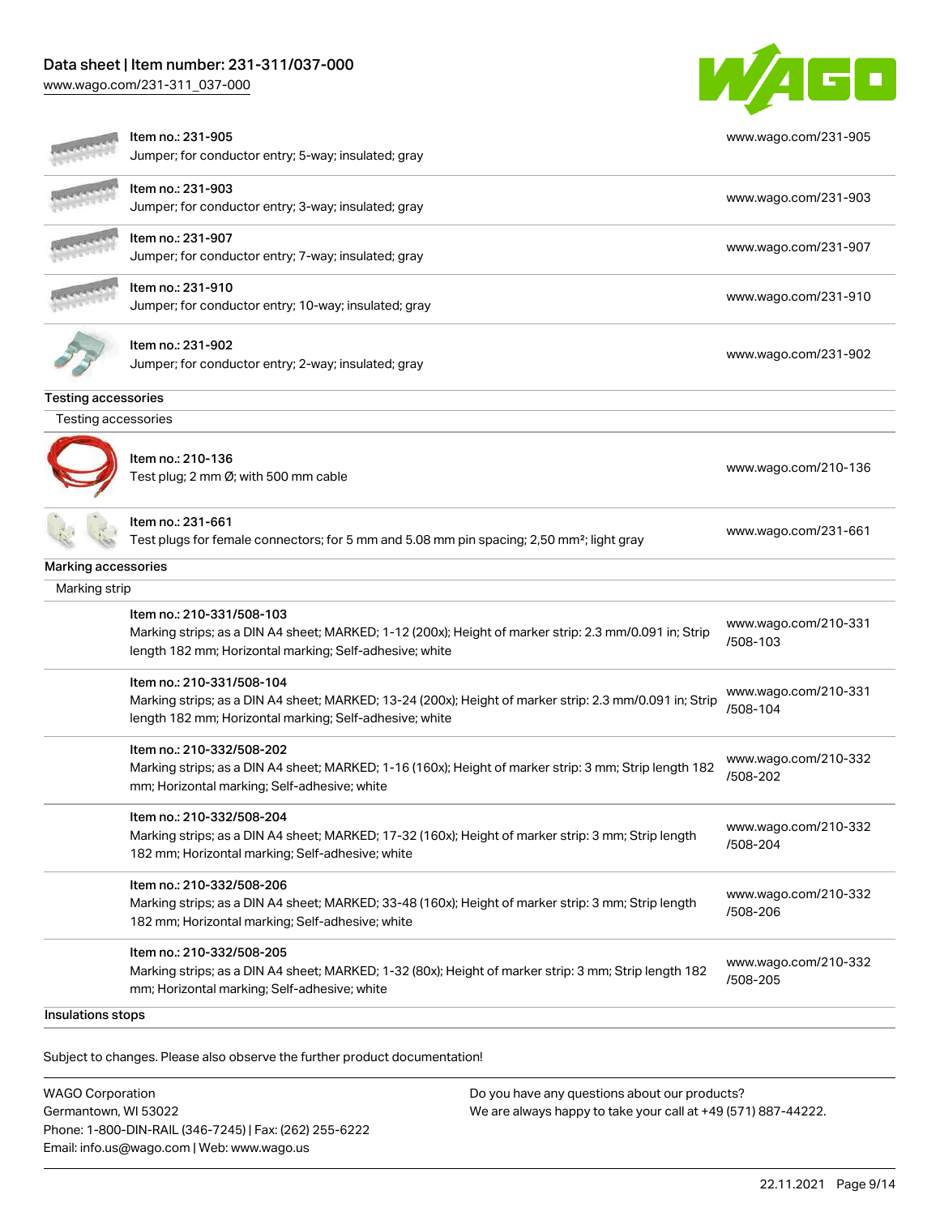| | |
|---|---|
| Item no.: 231-905<br>Jumper; for conductor entry; 5-way; insulated; gray | www.wago.com/231-905 |
| Item no.: 231-903<br>Jumper; for conductor entry; 3-way; insulated; gray | www.wago.com/231-903 |
| Item no.: 231-907<br>Jumper; for conductor entry; 7-way; insulated; gray | www.wago.com/231-907 |
| Item no.: 231-910<br>Jumper; for conductor entry; 10-way; insulated; gray | www.wago.com/231-910 |
| Item no.: 231-902<br>Jumper; for conductor entry; 2-way; insulated; gray | www.wago.com/231-902 |

## Testing accessories

### Testing accessories

| | |
|---|---|
| Item no.: 210-136<br>Test plug; 2 mm Ø; with 500 mm cable | www.wago.com/210-136 |
| Item no.: 231-661<br>Test plugs for female connectors; for 5 mm and 5.08 mm pin spacing; 2,50 mm²; light gray | www.wago.com/231-661 |

## Marking accessories

### Marking strip

| | |
|---|---|
| Item no.: 210-331/508-103<br>Marking strips; as a DIN A4 sheet; MARKED; 1-12 (200x); Height of marker strip: 2.3 mm/0.091 in; Strip length 182 mm; Horizontal marking; Self-adhesive; white | www.wago.com/210-331/508-103 |
| Item no.: 210-331/508-104<br>Marking strips; as a DIN A4 sheet; MARKED; 13-24 (200x); Height of marker strip: 2.3 mm/0.091 in; Strip length 182 mm; Horizontal marking; Self-adhesive; white | www.wago.com/210-331/508-104 |
| Item no.: 210-332/508-202<br>Marking strips; as a DIN A4 sheet; MARKED; 1-16 (160x); Height of marker strip: 3 mm; Strip length 182 mm; Horizontal marking; Self-adhesive; white | www.wago.com/210-332/508-202 |
| Item no.: 210-332/508-204<br>Marking strips; as a DIN A4 sheet; MARKED; 17-32 (160x); Height of marker strip: 3 mm; Strip length 182 mm; Horizontal marking; Self-adhesive; white | www.wago.com/210-332/508-204 |
| Item no.: 210-332/508-206<br>Marking strips; as a DIN A4 sheet; MARKED; 33-48 (160x); Height of marker strip: 3 mm; Strip length 182 mm; Horizontal marking; Self-adhesive; white | www.wago.com/210-332/508-206 |
| Item no.: 210-332/508-205<br>Marking strips; as a DIN A4 sheet; MARKED; 1-32 (80x); Height of marker strip: 3 mm; Strip length 182 mm; Horizontal marking; Self-adhesive; white | www.wago.com/210-332/508-205 |

## Insulations stops

Subject to changes. Please also observe the further product documentation!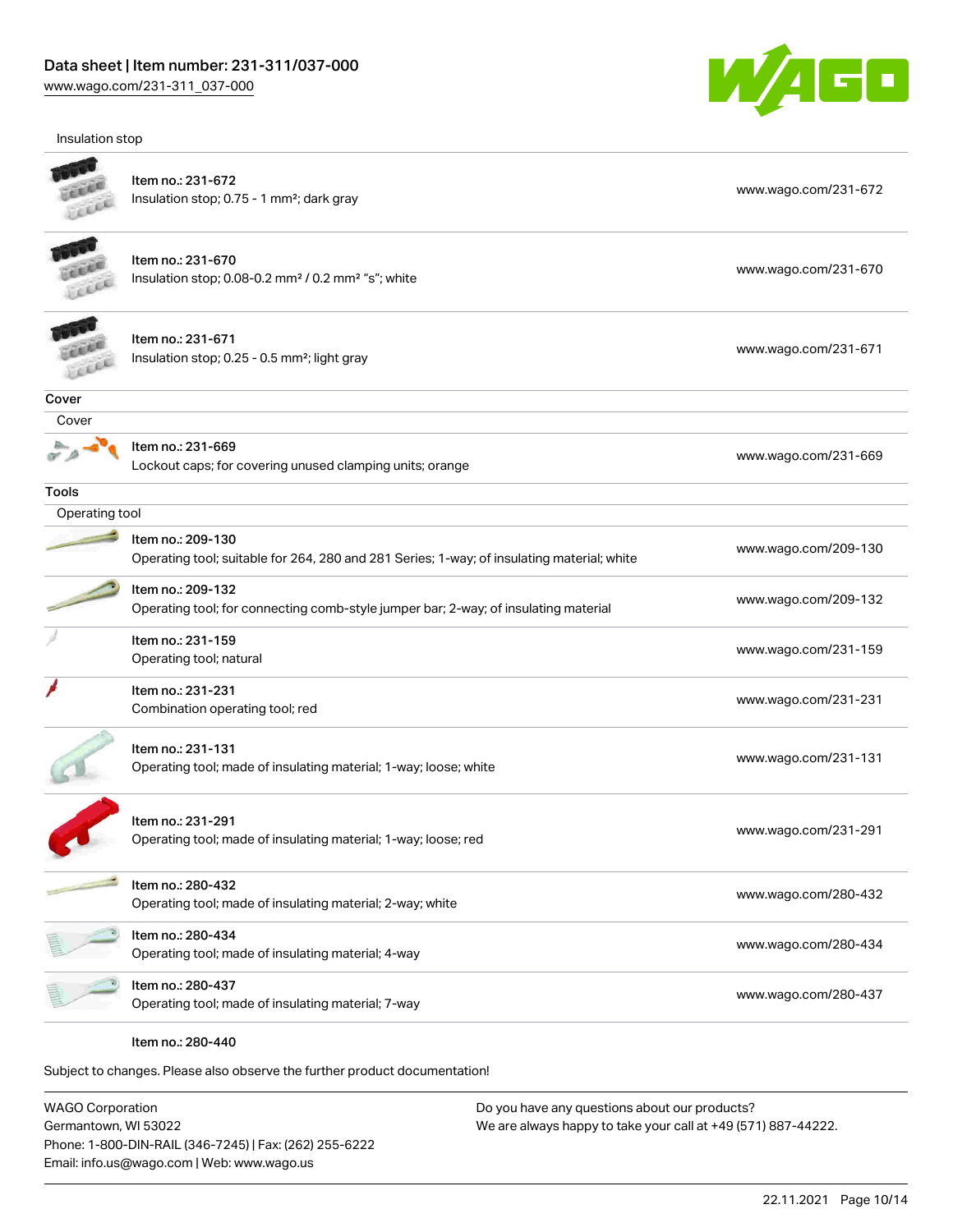Insulation stop

| | | |
|---|---|---|
| | Item no.: 231-672<br>Insulation stop; 0.75 - 1 mm²; dark gray | www.wago.com/231-672 |
| | Item no.: 231-670<br>Insulation stop; 0.08-0.2 mm² / 0.2 mm² "s"; white | www.wago.com/231-670 |
| | Item no.: 231-671<br>Insulation stop; 0.25 - 0.5 mm²; light gray | www.wago.com/231-671 |

## Cover

Cover

| | | |
|---|---|---|
| | Item no.: 231-669<br>Lockout caps; for covering unused clamping units; orange | www.wago.com/231-669 |

## Tools

Operating tool

| | | |
|---|---|---|
| | Item no.: 209-130<br>Operating tool; suitable for 264, 280 and 281 Series; 1-way; of insulating material; white | www.wago.com/209-130 |
| | Item no.: 209-132<br>Operating tool; for connecting comb-style jumper bar; 2-way; of insulating material | www.wago.com/209-132 |
| | Item no.: 231-159<br>Operating tool; natural | www.wago.com/231-159 |
| | Item no.: 231-231<br>Combination operating tool; red | www.wago.com/231-231 |
| | Item no.: 231-131<br>Operating tool; made of insulating material; 1-way; loose; white | www.wago.com/231-131 |
| | Item no.: 231-291<br>Operating tool; made of insulating material; 1-way; loose; red | www.wago.com/231-291 |
| | Item no.: 280-432<br>Operating tool; made of insulating material; 2-way; white | www.wago.com/280-432 |
| | Item no.: 280-434<br>Operating tool; made of insulating material; 4-way | www.wago.com/280-434 |
| | Item no.: 280-437<br>Operating tool; made of insulating material; 7-way | www.wago.com/280-437 |
| | Item no.: 280-440 | |

Subject to changes. Please also observe the further product documentation!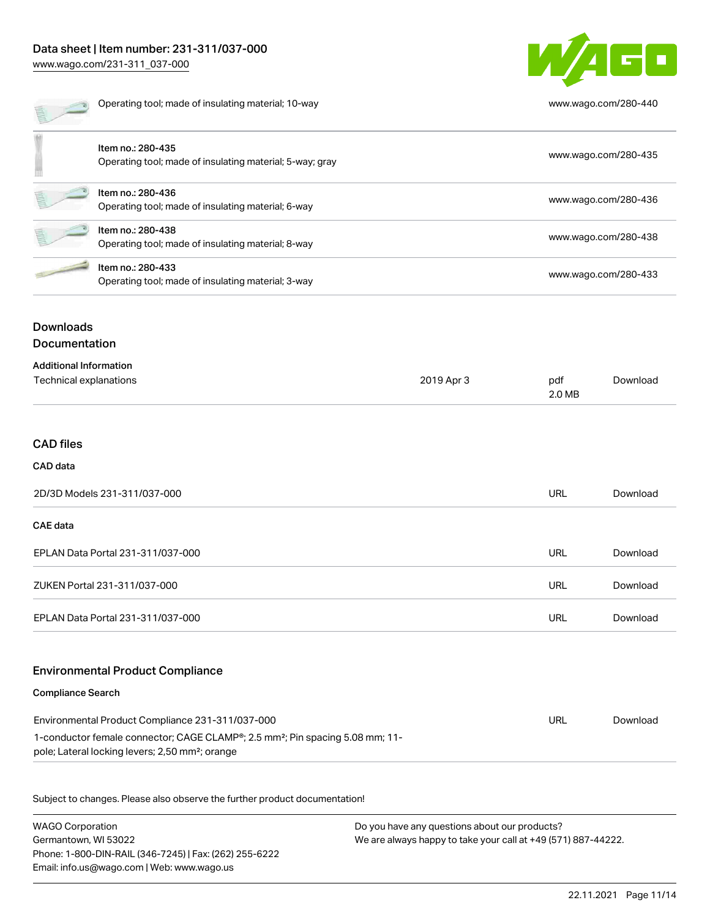| | |
|---|---|
| Operating tool; made of insulating material; 10-way | www.wago.com/280-440 |
| Item no.: 280-435<br>Operating tool; made of insulating material; 5-way; gray | www.wago.com/280-435 |
| Item no.: 280-436<br>Operating tool; made of insulating material; 6-way | www.wago.com/280-436 |
| Item no.: 280-438<br>Operating tool; made of insulating material; 8-way | www.wago.com/280-438 |
| Item no.: 280-433<br>Operating tool; made of insulating material; 3-way | www.wago.com/280-433 |

## Downloads

### Documentation

**Additional Information**

| | | | |
|---|---|---|---|
| Technical explanations | 2019 Apr 3 | pdf<br>2.0 MB | Download |

### CAD files

**CAD data**

| | | |
|---|---|---|
| 2D/3D Models 231-311/037-000 | URL | Download |

**CAE data**

| | | |
|---|---|---|
| EPLAN Data Portal 231-311/037-000 | URL | Download |
| ZUKEN Portal 231-311/037-000 | URL | Download |
| EPLAN Data Portal 231-311/037-000 | URL | Download |

### Environmental Product Compliance

**Compliance Search**

| | | |
|---|---|---|
| Environmental Product Compliance 231-311/037-000<br>1-conductor female connector; CAGE CLAMP®; 2.5 mm²; Pin spacing 5.08 mm; 11-pole; Lateral locking levers; 2,50 mm²; orange | URL | Download |

Subject to changes. Please also observe the further product documentation!

WAGO Corporation
Germantown, WI 53022
Phone: 1-800-DIN-RAIL (346-7245) | Fax: (262) 255-6222
Email: info.us@wago.com | Web: www.wago.us

Do you have any questions about our products?
We are always happy to take your call at +49 (571) 887-44222.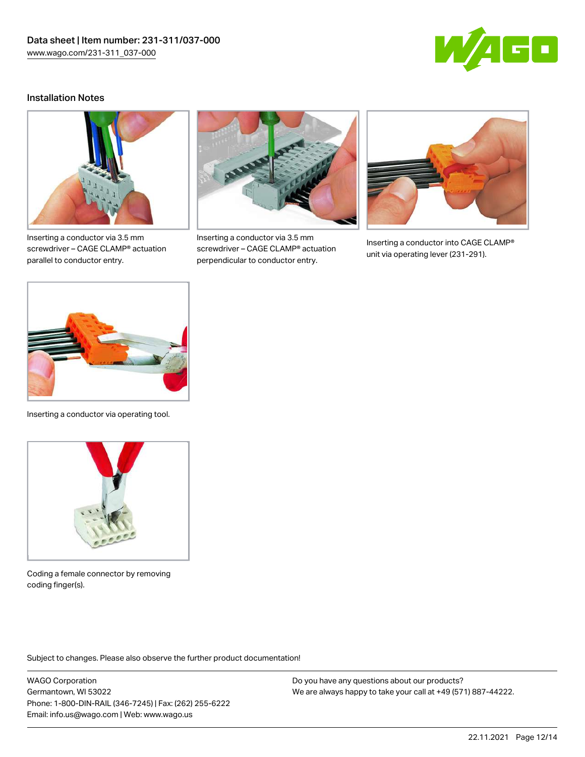## Installation Notes

Inserting a conductor via 3.5 mm screwdriver – CAGE CLAMP® actuation parallel to conductor entry.

Inserting a conductor via 3.5 mm screwdriver – CAGE CLAMP® actuation perpendicular to conductor entry.

Inserting a conductor into CAGE CLAMP® unit via operating lever (231-291).

Inserting a conductor via operating tool.

Coding a female connector by removing coding finger(s).

Subject to changes. Please also observe the further product documentation!

WAGO Corporation
Germantown, WI 53022
Phone: 1-800-DIN-RAIL (346-7245) | Fax: (262) 255-6222
Email: info.us@wago.com | Web: www.wago.us

Do you have any questions about our products?
We are always happy to take your call at +49 (571) 887-44222.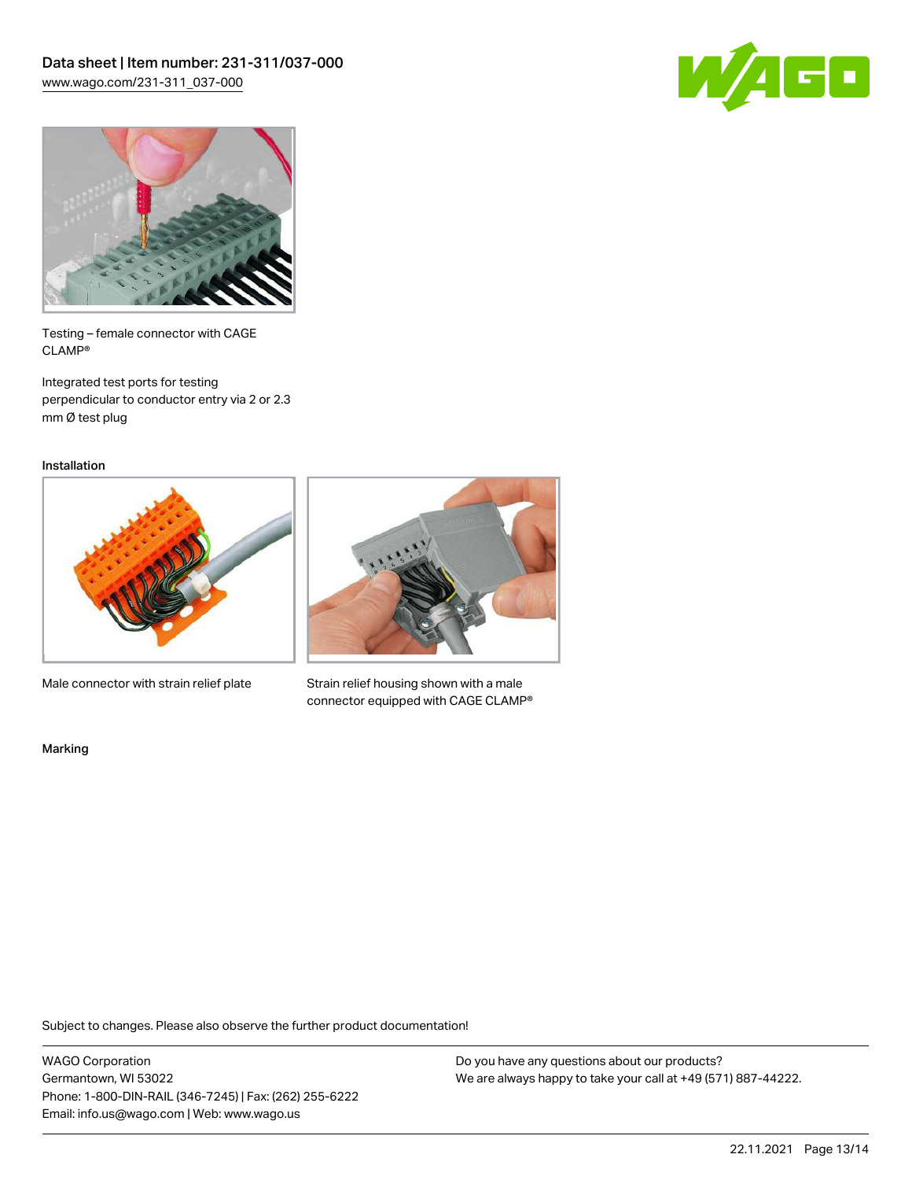Testing – female connector with CAGE CLAMP®

Integrated test ports for testing perpendicular to conductor entry via 2 or 2.3 mm Ø test plug

Installation

Male connector with strain relief plate

Strain relief housing shown with a male connector equipped with CAGE CLAMP®

Marking

Subject to changes. Please also observe the further product documentation!

WAGO Corporation
Germantown, WI 53022
Phone: 1-800-DIN-RAIL (346-7245) | Fax: (262) 255-6222
Email: info.us@wago.com | Web: www.wago.us

Do you have any questions about our products?
We are always happy to take your call at +49 (571) 887-44222.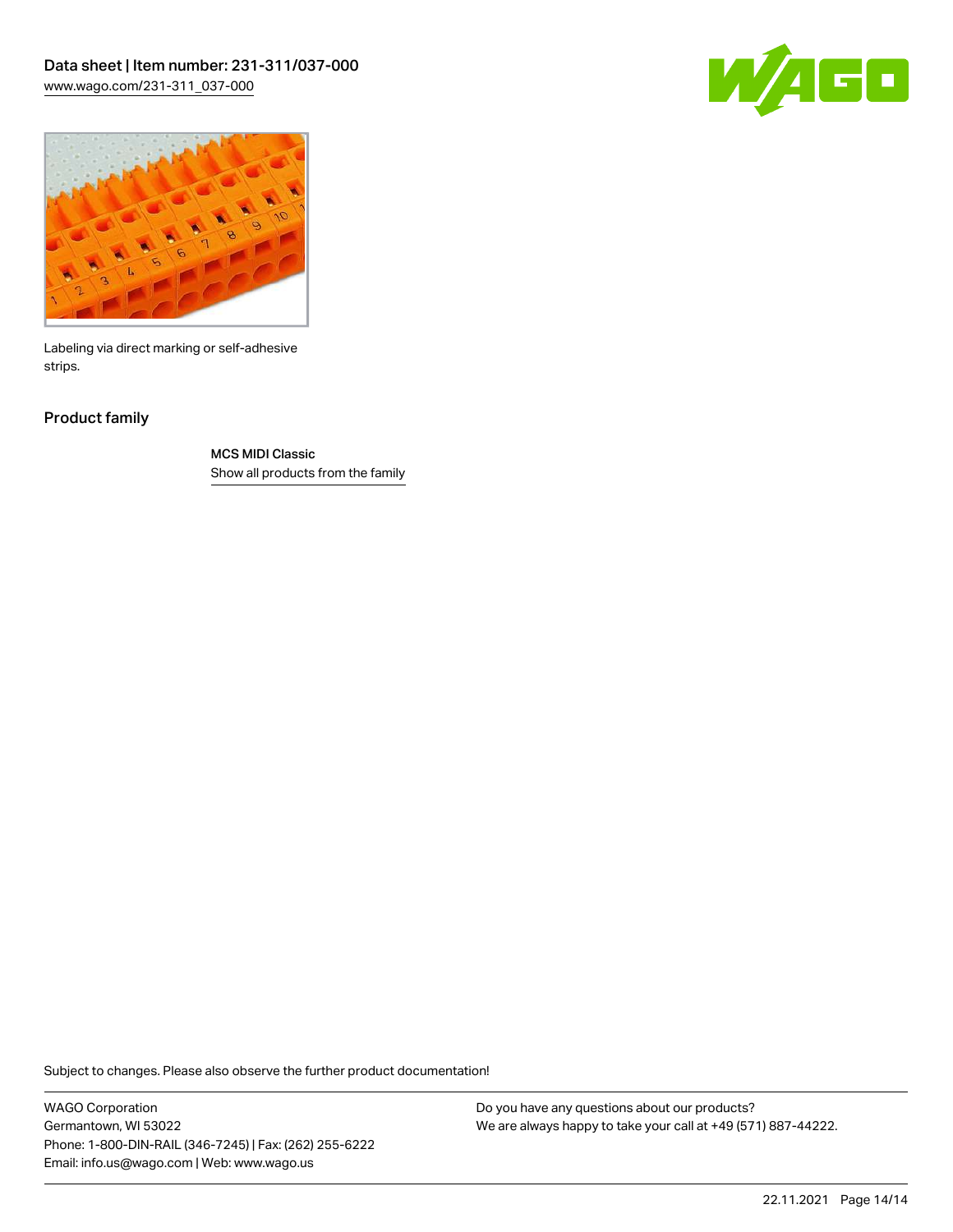Labeling via direct marking or self-adhesive strips.

## Product family

**MCS MIDI Classic**
Show all products from the family

Subject to changes. Please also observe the further product documentation!

WAGO Corporation
Germantown, WI 53022
Phone: 1-800-DIN-RAIL (346-7245) | Fax: (262) 255-6222
Email: info.us@wago.com | Web: www.wago.us

Do you have any questions about our products?
We are always happy to take your call at +49 (571) 887-44222.